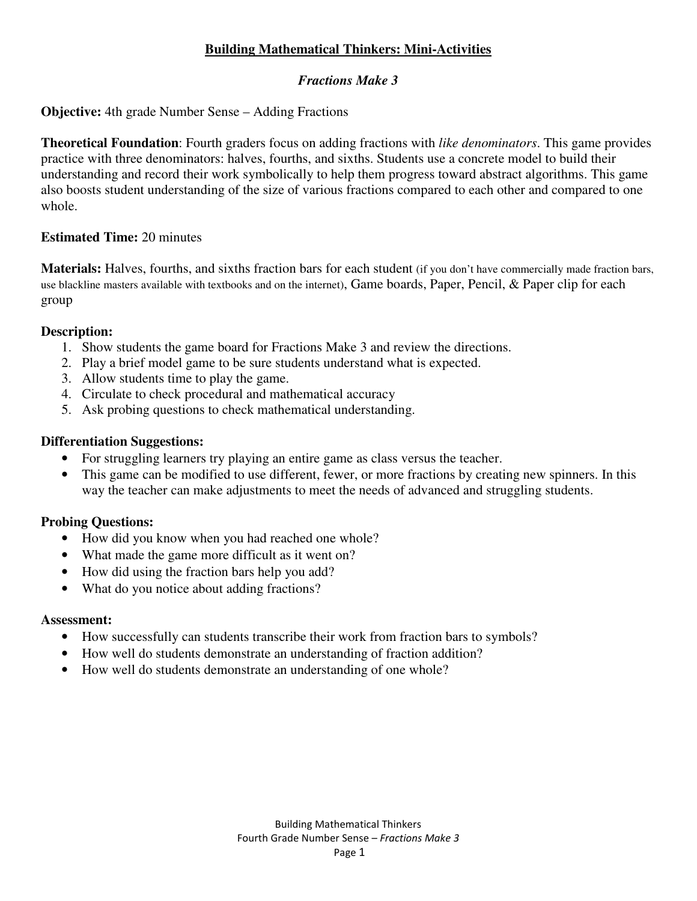# Building Mathematical Thinkers: Mini-Activities

## *Fractions Make 3*

**Objective:** 4th grade Number Sense – Adding Fractions

**Theoretical Foundation**: Fourth graders focus on adding fractions with *like denominators*. This game provides practice with three denominators: halves, fourths, and sixths. Students use a concrete model to build their understanding and record their work symbolically to help them progress toward abstract algorithms. This game also boosts student understanding of the size of various fractions compared to each other and compared to one whole.

**Estimated Time:** 20 minutes

**Materials:** Halves, fourths, and sixths fraction bars for each student (if you don't have commercially made fraction bars, use blackline masters available with textbooks and on the internet), Game boards, Paper, Pencil, & Paper clip for each group

**Description:**

1. Show students the game board for Fractions Make 3 and review the directions.
2. Play a brief model game to be sure students understand what is expected.
3. Allow students time to play the game.
4. Circulate to check procedural and mathematical accuracy
5. Ask probing questions to check mathematical understanding.

**Differentiation Suggestions:**

- For struggling learners try playing an entire game as class versus the teacher.
- This game can be modified to use different, fewer, or more fractions by creating new spinners. In this way the teacher can make adjustments to meet the needs of advanced and struggling students.

**Probing Questions:**

- How did you know when you had reached one whole?
- What made the game more difficult as it went on?
- How did using the fraction bars help you add?
- What do you notice about adding fractions?

**Assessment:**

- How successfully can students transcribe their work from fraction bars to symbols?
- How well do students demonstrate an understanding of fraction addition?
- How well do students demonstrate an understanding of one whole?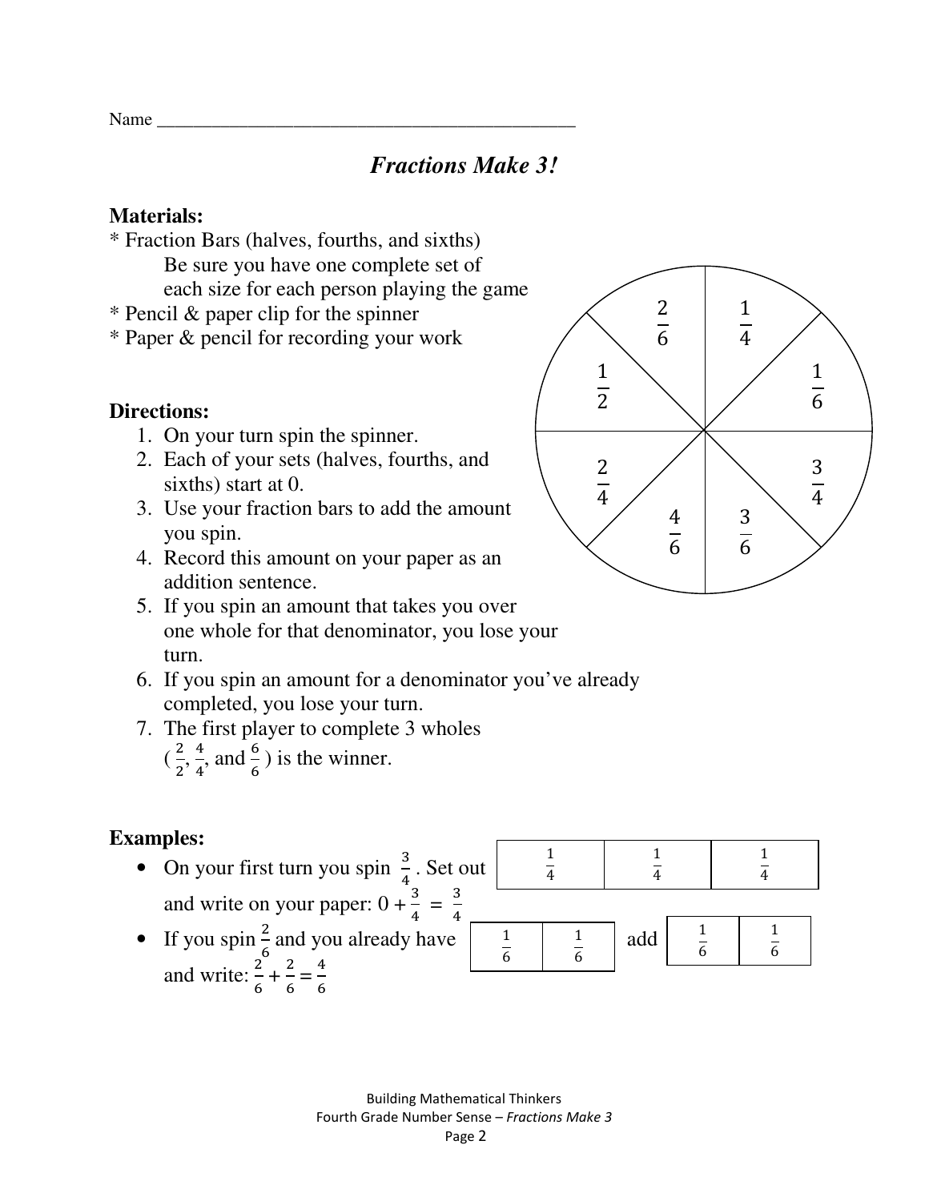Name _______________________________________________

## *Fractions Make 3!*

**Materials:**

* Fraction Bars (halves, fourths, and sixths)
  Be sure you have one complete set of
  each size for each person playing the game
* Pencil & paper clip for the spinner
* Paper & pencil for recording your work

$\frac{2}{6}$

$\frac{1}{4}$

$\frac{1}{2}$

$\frac{1}{6}$

$\frac{2}{4}$

$\frac{3}{4}$

$\frac{4}{6}$

$\frac{3}{6}$

**Directions:**

1. On your turn spin the spinner.
2. Each of your sets (halves, fourths, and sixths) start at 0.
3. Use your fraction bars to add the amount you spin.
4. Record this amount on your paper as an addition sentence.
5. If you spin an amount that takes you over one whole for that denominator, you lose your turn.
6. If you spin an amount for a denominator you've already completed, you lose your turn.
7. The first player to complete 3 wholes ($\frac{2}{2}$, $\frac{4}{4}$, and $\frac{6}{6}$) is the winner.

**Examples:**

- On your first turn you spin $\frac{3}{4}$. Set out

| | | |
|---|---|---|
| $\frac{1}{4}$ | $\frac{1}{4}$ | $\frac{1}{4}$ |

  and write on your paper: $0 + \frac{3}{4} = \frac{3}{4}$

- If you spin $\frac{2}{6}$ and you already have

| | |
|---|---|
| $\frac{1}{6}$ | $\frac{1}{6}$ |

  add

| | |
|---|---|
| $\frac{1}{6}$ | $\frac{1}{6}$ |

  and write: $\frac{2}{6} + \frac{2}{6} = \frac{4}{6}$